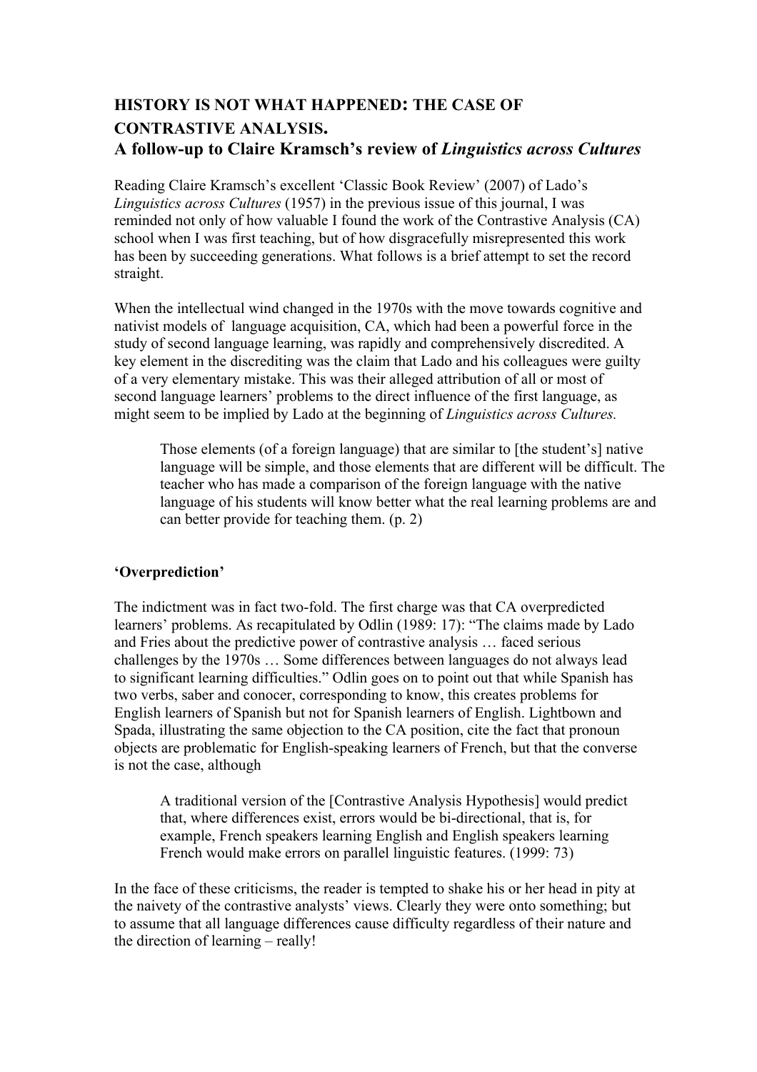# HISTORY IS NOT WHAT HAPPENED: THE CASE OF CONTRASTIVE ANALYSIS.

## A follow-up to Claire Kramsch's review of *Linguistics across Cultures*

Reading Claire Kramsch's excellent 'Classic Book Review' (2007) of Lado's *Linguistics across Cultures* (1957) in the previous issue of this journal, I was reminded not only of how valuable I found the work of the Contrastive Analysis (CA) school when I was first teaching, but of how disgracefully misrepresented this work has been by succeeding generations. What follows is a brief attempt to set the record straight.

When the intellectual wind changed in the 1970s with the move towards cognitive and nativist models of language acquisition, CA, which had been a powerful force in the study of second language learning, was rapidly and comprehensively discredited. A key element in the discrediting was the claim that Lado and his colleagues were guilty of a very elementary mistake. This was their alleged attribution of all or most of second language learners' problems to the direct influence of the first language, as might seem to be implied by Lado at the beginning of *Linguistics across Cultures.*

> Those elements (of a foreign language) that are similar to [the student's] native language will be simple, and those elements that are different will be difficult. The teacher who has made a comparison of the foreign language with the native language of his students will know better what the real learning problems are and can better provide for teaching them. (p. 2)

**'Overprediction'**

The indictment was in fact two-fold. The first charge was that CA overpredicted learners' problems. As recapitulated by Odlin (1989: 17): "The claims made by Lado and Fries about the predictive power of contrastive analysis … faced serious challenges by the 1970s … Some differences between languages do not always lead to significant learning difficulties." Odlin goes on to point out that while Spanish has two verbs, saber and conocer, corresponding to know, this creates problems for English learners of Spanish but not for Spanish learners of English. Lightbown and Spada, illustrating the same objection to the CA position, cite the fact that pronoun objects are problematic for English-speaking learners of French, but that the converse is not the case, although

> A traditional version of the [Contrastive Analysis Hypothesis] would predict that, where differences exist, errors would be bi-directional, that is, for example, French speakers learning English and English speakers learning French would make errors on parallel linguistic features. (1999: 73)

In the face of these criticisms, the reader is tempted to shake his or her head in pity at the naivety of the contrastive analysts' views. Clearly they were onto something; but to assume that all language differences cause difficulty regardless of their nature and the direction of learning – really!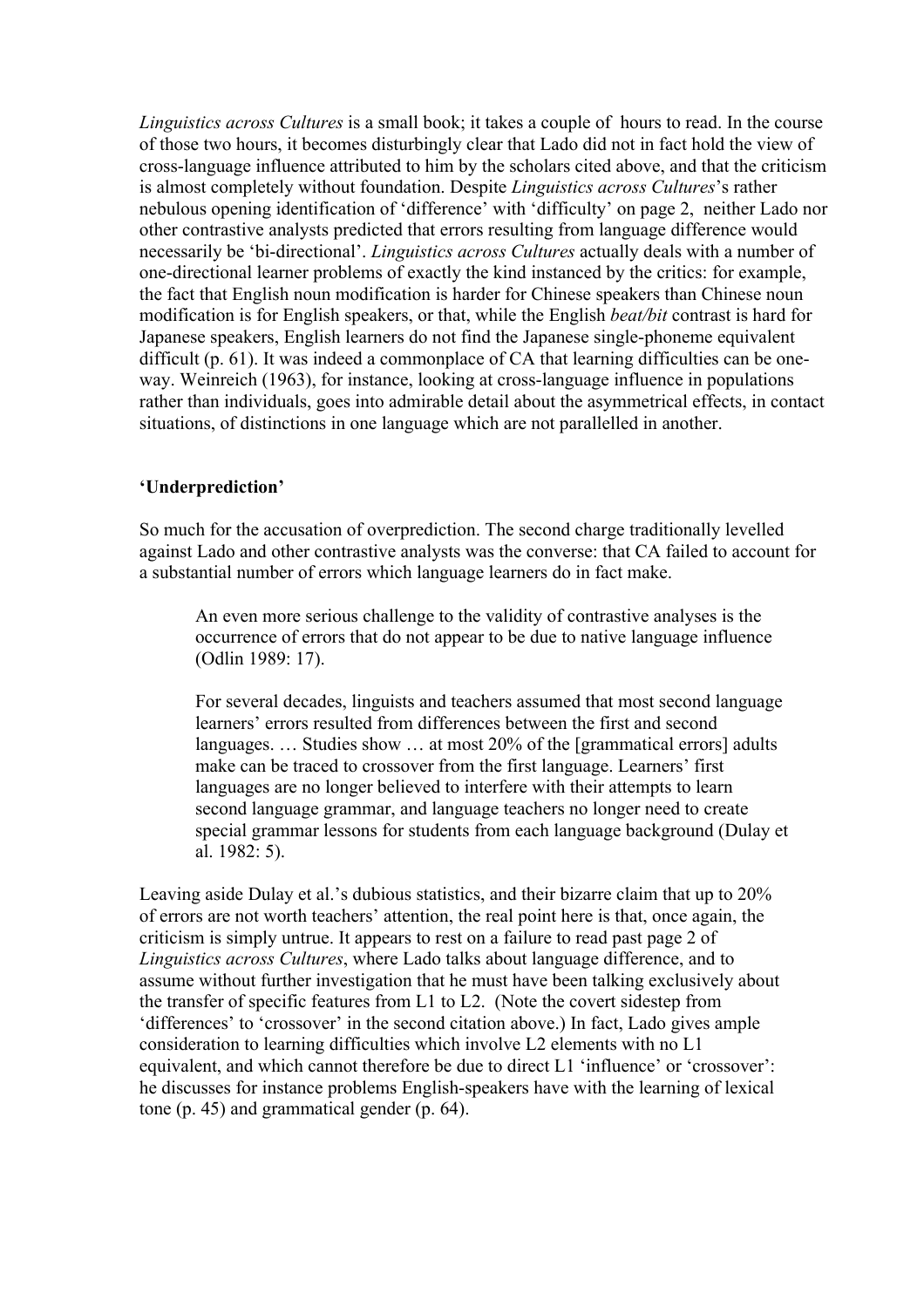*Linguistics across Cultures* is a small book; it takes a couple of hours to read. In the course of those two hours, it becomes disturbingly clear that Lado did not in fact hold the view of cross-language influence attributed to him by the scholars cited above, and that the criticism is almost completely without foundation. Despite *Linguistics across Cultures*'s rather nebulous opening identification of 'difference' with 'difficulty' on page 2, neither Lado nor other contrastive analysts predicted that errors resulting from language difference would necessarily be 'bi-directional'. *Linguistics across Cultures* actually deals with a number of one-directional learner problems of exactly the kind instanced by the critics: for example, the fact that English noun modification is harder for Chinese speakers than Chinese noun modification is for English speakers, or that, while the English *beat/bit* contrast is hard for Japanese speakers, English learners do not find the Japanese single-phoneme equivalent difficult (p. 61). It was indeed a commonplace of CA that learning difficulties can be one-way. Weinreich (1963), for instance, looking at cross-language influence in populations rather than individuals, goes into admirable detail about the asymmetrical effects, in contact situations, of distinctions in one language which are not parallelled in another.

### 'Underprediction'

So much for the accusation of overprediction. The second charge traditionally levelled against Lado and other contrastive analysts was the converse: that CA failed to account for a substantial number of errors which language learners do in fact make.

> An even more serious challenge to the validity of contrastive analyses is the occurrence of errors that do not appear to be due to native language influence (Odlin 1989: 17).

> For several decades, linguists and teachers assumed that most second language learners' errors resulted from differences between the first and second languages. … Studies show … at most 20% of the [grammatical errors] adults make can be traced to crossover from the first language. Learners' first languages are no longer believed to interfere with their attempts to learn second language grammar, and language teachers no longer need to create special grammar lessons for students from each language background (Dulay et al. 1982: 5).

Leaving aside Dulay et al.'s dubious statistics, and their bizarre claim that up to 20% of errors are not worth teachers' attention, the real point here is that, once again, the criticism is simply untrue. It appears to rest on a failure to read past page 2 of *Linguistics across Cultures*, where Lado talks about language difference, and to assume without further investigation that he must have been talking exclusively about the transfer of specific features from L1 to L2. (Note the covert sidestep from 'differences' to 'crossover' in the second citation above.) In fact, Lado gives ample consideration to learning difficulties which involve L2 elements with no L1 equivalent, and which cannot therefore be due to direct L1 'influence' or 'crossover': he discusses for instance problems English-speakers have with the learning of lexical tone (p. 45) and grammatical gender (p. 64).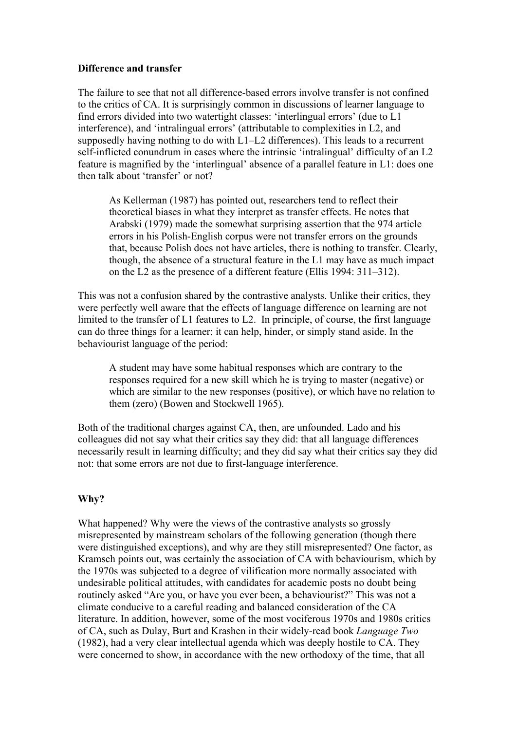**Difference and transfer**

The failure to see that not all difference-based errors involve transfer is not confined to the critics of CA. It is surprisingly common in discussions of learner language to find errors divided into two watertight classes: 'interlingual errors' (due to L1 interference), and 'intralingual errors' (attributable to complexities in L2, and supposedly having nothing to do with L1–L2 differences). This leads to a recurrent self-inflicted conundrum in cases where the intrinsic 'intralingual' difficulty of an L2 feature is magnified by the 'interlingual' absence of a parallel feature in L1: does one then talk about 'transfer' or not?

> As Kellerman (1987) has pointed out, researchers tend to reflect their theoretical biases in what they interpret as transfer effects. He notes that Arabski (1979) made the somewhat surprising assertion that the 974 article errors in his Polish-English corpus were not transfer errors on the grounds that, because Polish does not have articles, there is nothing to transfer. Clearly, though, the absence of a structural feature in the L1 may have as much impact on the L2 as the presence of a different feature (Ellis 1994: 311–312).

This was not a confusion shared by the contrastive analysts. Unlike their critics, they were perfectly well aware that the effects of language difference on learning are not limited to the transfer of L1 features to L2. In principle, of course, the first language can do three things for a learner: it can help, hinder, or simply stand aside. In the behaviourist language of the period:

> A student may have some habitual responses which are contrary to the responses required for a new skill which he is trying to master (negative) or which are similar to the new responses (positive), or which have no relation to them (zero) (Bowen and Stockwell 1965).

Both of the traditional charges against CA, then, are unfounded. Lado and his colleagues did not say what their critics say they did: that all language differences necessarily result in learning difficulty; and they did say what their critics say they did not: that some errors are not due to first-language interference.

**Why?**

What happened? Why were the views of the contrastive analysts so grossly misrepresented by mainstream scholars of the following generation (though there were distinguished exceptions), and why are they still misrepresented? One factor, as Kramsch points out, was certainly the association of CA with behaviourism, which by the 1970s was subjected to a degree of vilification more normally associated with undesirable political attitudes, with candidates for academic posts no doubt being routinely asked "Are you, or have you ever been, a behaviourist?" This was not a climate conducive to a careful reading and balanced consideration of the CA literature. In addition, however, some of the most vociferous 1970s and 1980s critics of CA, such as Dulay, Burt and Krashen in their widely-read book *Language Two* (1982), had a very clear intellectual agenda which was deeply hostile to CA. They were concerned to show, in accordance with the new orthodoxy of the time, that all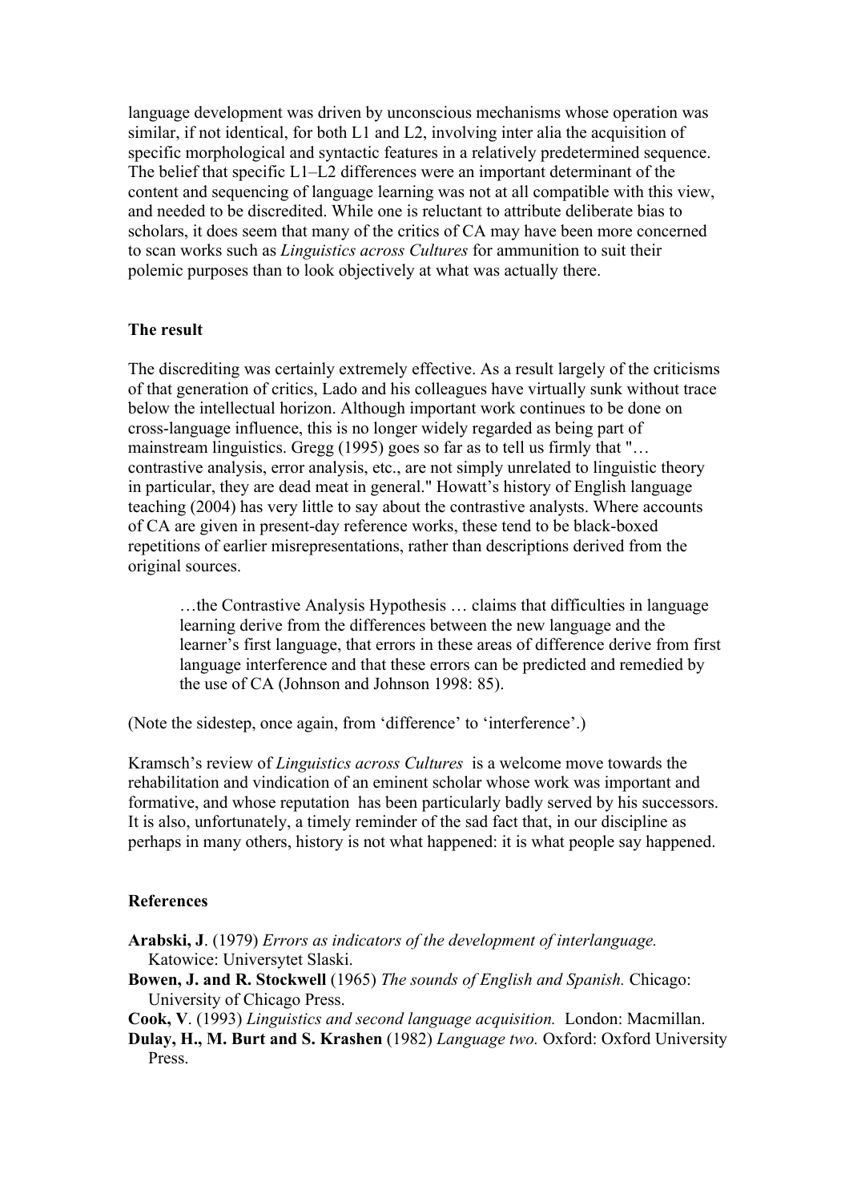language development was driven by unconscious mechanisms whose operation was similar, if not identical, for both L1 and L2, involving inter alia the acquisition of specific morphological and syntactic features in a relatively predetermined sequence. The belief that specific L1–L2 differences were an important determinant of the content and sequencing of language learning was not at all compatible with this view, and needed to be discredited. While one is reluctant to attribute deliberate bias to scholars, it does seem that many of the critics of CA may have been more concerned to scan works such as *Linguistics across Cultures* for ammunition to suit their polemic purposes than to look objectively at what was actually there.

**The result**

The discrediting was certainly extremely effective. As a result largely of the criticisms of that generation of critics, Lado and his colleagues have virtually sunk without trace below the intellectual horizon. Although important work continues to be done on cross-language influence, this is no longer widely regarded as being part of mainstream linguistics. Gregg (1995) goes so far as to tell us firmly that "… contrastive analysis, error analysis, etc., are not simply unrelated to linguistic theory in particular, they are dead meat in general." Howatt's history of English language teaching (2004) has very little to say about the contrastive analysts. Where accounts of CA are given in present-day reference works, these tend to be black-boxed repetitions of earlier misrepresentations, rather than descriptions derived from the original sources.

> …the Contrastive Analysis Hypothesis … claims that difficulties in language learning derive from the differences between the new language and the learner's first language, that errors in these areas of difference derive from first language interference and that these errors can be predicted and remedied by the use of CA (Johnson and Johnson 1998: 85).

(Note the sidestep, once again, from 'difference' to 'interference'.)

Kramsch's review of *Linguistics across Cultures* is a welcome move towards the rehabilitation and vindication of an eminent scholar whose work was important and formative, and whose reputation has been particularly badly served by his successors. It is also, unfortunately, a timely reminder of the sad fact that, in our discipline as perhaps in many others, history is not what happened: it is what people say happened.

**References**

**Arabski, J**. (1979) *Errors as indicators of the development of interlanguage.* Katowice: Universytet Slaski.

**Bowen, J. and R. Stockwell** (1965) *The sounds of English and Spanish.* Chicago: University of Chicago Press.

**Cook, V**. (1993) *Linguistics and second language acquisition.* London: Macmillan.

**Dulay, H., M. Burt and S. Krashen** (1982) *Language two.* Oxford: Oxford University Press.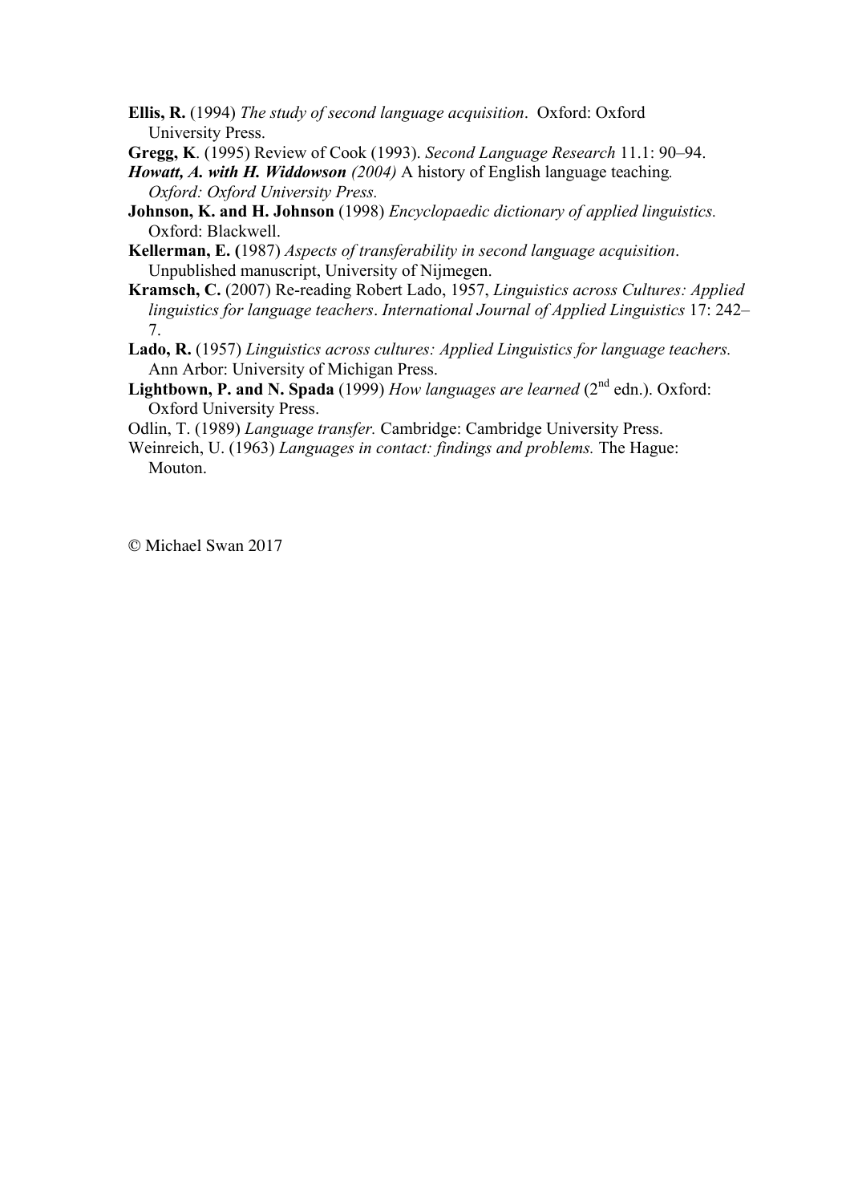**Ellis, R.** (1994) *The study of second language acquisition*. Oxford: Oxford University Press.

**Gregg, K**. (1995) Review of Cook (1993). *Second Language Research* 11.1: 90–94.

***Howatt, A. with H. Widdowson** (2004)* A history of English language teaching. *Oxford: Oxford University Press.*

**Johnson, K. and H. Johnson** (1998) *Encyclopaedic dictionary of applied linguistics.* Oxford: Blackwell.

**Kellerman, E. (**1987) *Aspects of transferability in second language acquisition*. Unpublished manuscript, University of Nijmegen.

**Kramsch, C.** (2007) Re-reading Robert Lado, 1957, *Linguistics across Cultures: Applied linguistics for language teachers*. *International Journal of Applied Linguistics* 17: 242–7.

**Lado, R.** (1957) *Linguistics across cultures: Applied Linguistics for language teachers.* Ann Arbor: University of Michigan Press.

**Lightbown, P. and N. Spada** (1999) *How languages are learned* (2nd edn.). Oxford: Oxford University Press.

Odlin, T. (1989) *Language transfer.* Cambridge: Cambridge University Press.

Weinreich, U. (1963) *Languages in contact: findings and problems.* The Hague: Mouton.

© Michael Swan 2017